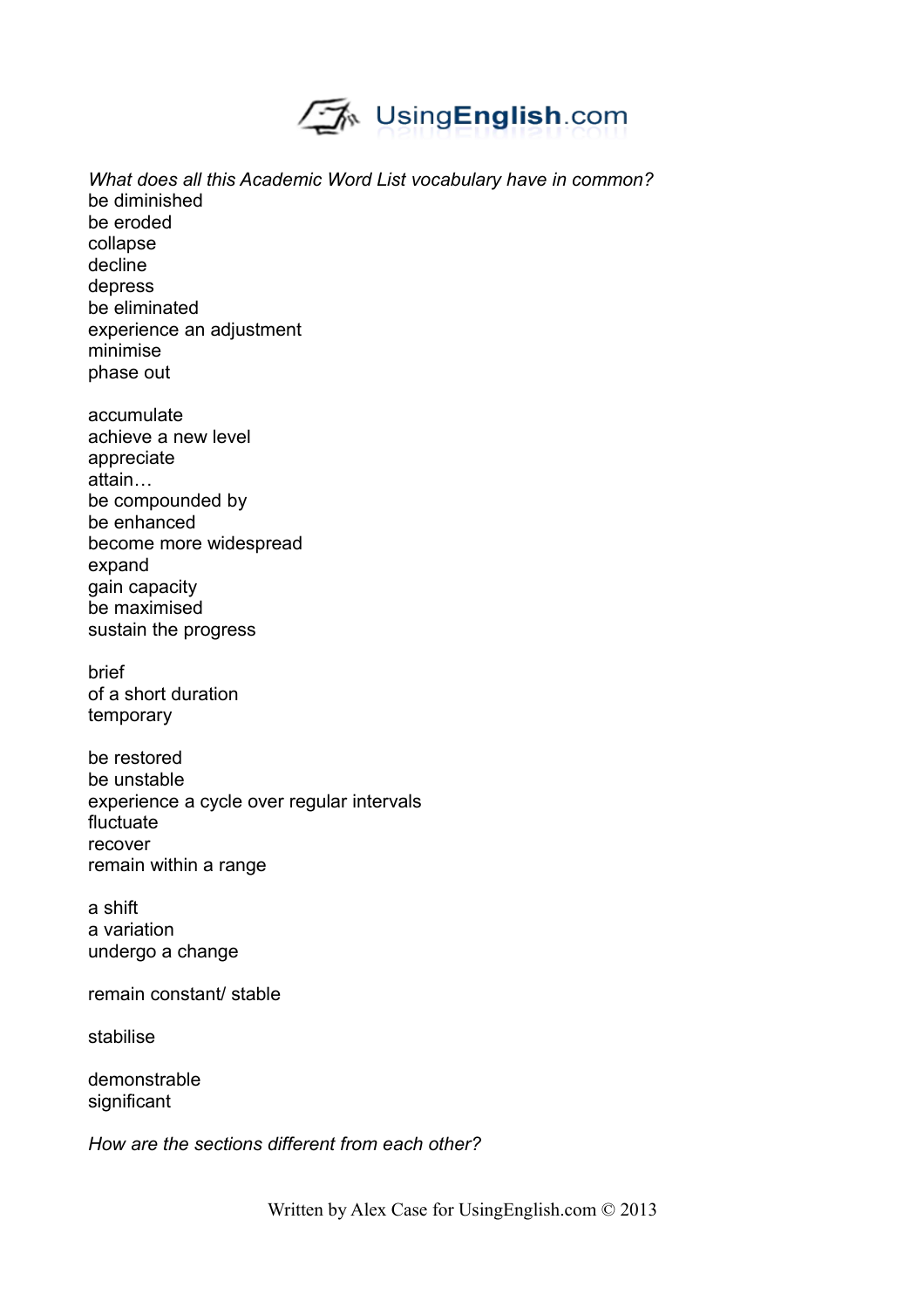*What does all this Academic Word List vocabulary have in common?*

be diminished
be eroded
collapse
decline
depress
be eliminated
experience an adjustment
minimise
phase out

accumulate
achieve a new level
appreciate
attain…
be compounded by
be enhanced
become more widespread
expand
gain capacity
be maximised
sustain the progress

brief
of a short duration
temporary

be restored
be unstable
experience a cycle over regular intervals
fluctuate
recover
remain within a range

a shift
a variation
undergo a change

remain constant/ stable

stabilise

demonstrable
significant

*How are the sections different from each other?*

Written by Alex Case for UsingEnglish.com © 2013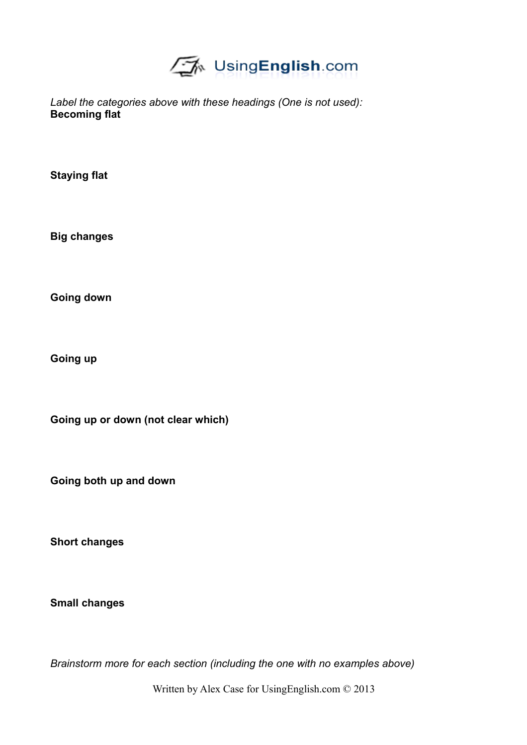*Label the categories above with these headings (One is not used):*

**Becoming flat**

**Staying flat**

**Big changes**

**Going down**

**Going up**

**Going up or down (not clear which)**

**Going both up and down**

**Short changes**

**Small changes**

*Brainstorm more for each section (including the one with no examples above)*

Written by Alex Case for UsingEnglish.com © 2013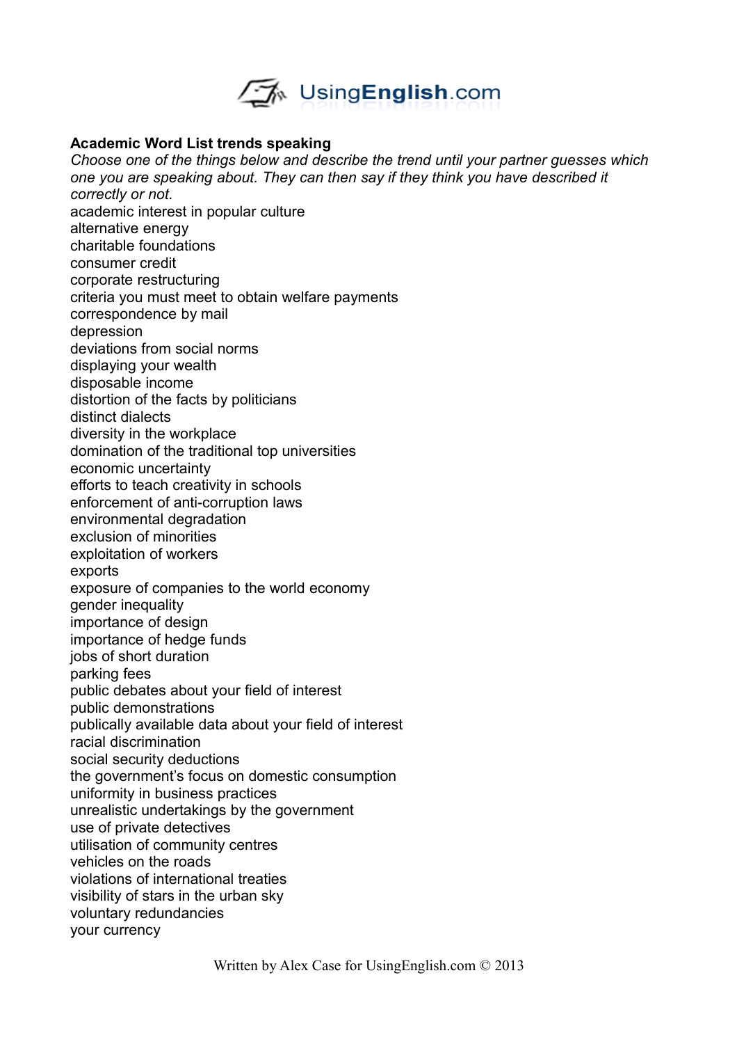**Academic Word List trends speaking**

*Choose one of the things below and describe the trend until your partner guesses which one you are speaking about. They can then say if they think you have described it correctly or not.*

academic interest in popular culture
alternative energy
charitable foundations
consumer credit
corporate restructuring
criteria you must meet to obtain welfare payments
correspondence by mail
depression
deviations from social norms
displaying your wealth
disposable income
distortion of the facts by politicians
distinct dialects
diversity in the workplace
domination of the traditional top universities
economic uncertainty
efforts to teach creativity in schools
enforcement of anti-corruption laws
environmental degradation
exclusion of minorities
exploitation of workers
exports
exposure of companies to the world economy
gender inequality
importance of design
importance of hedge funds
jobs of short duration
parking fees
public debates about your field of interest
public demonstrations
publically available data about your field of interest
racial discrimination
social security deductions
the government's focus on domestic consumption
uniformity in business practices
unrealistic undertakings by the government
use of private detectives
utilisation of community centres
vehicles on the roads
violations of international treaties
visibility of stars in the urban sky
voluntary redundancies
your currency

Written by Alex Case for UsingEnglish.com © 2013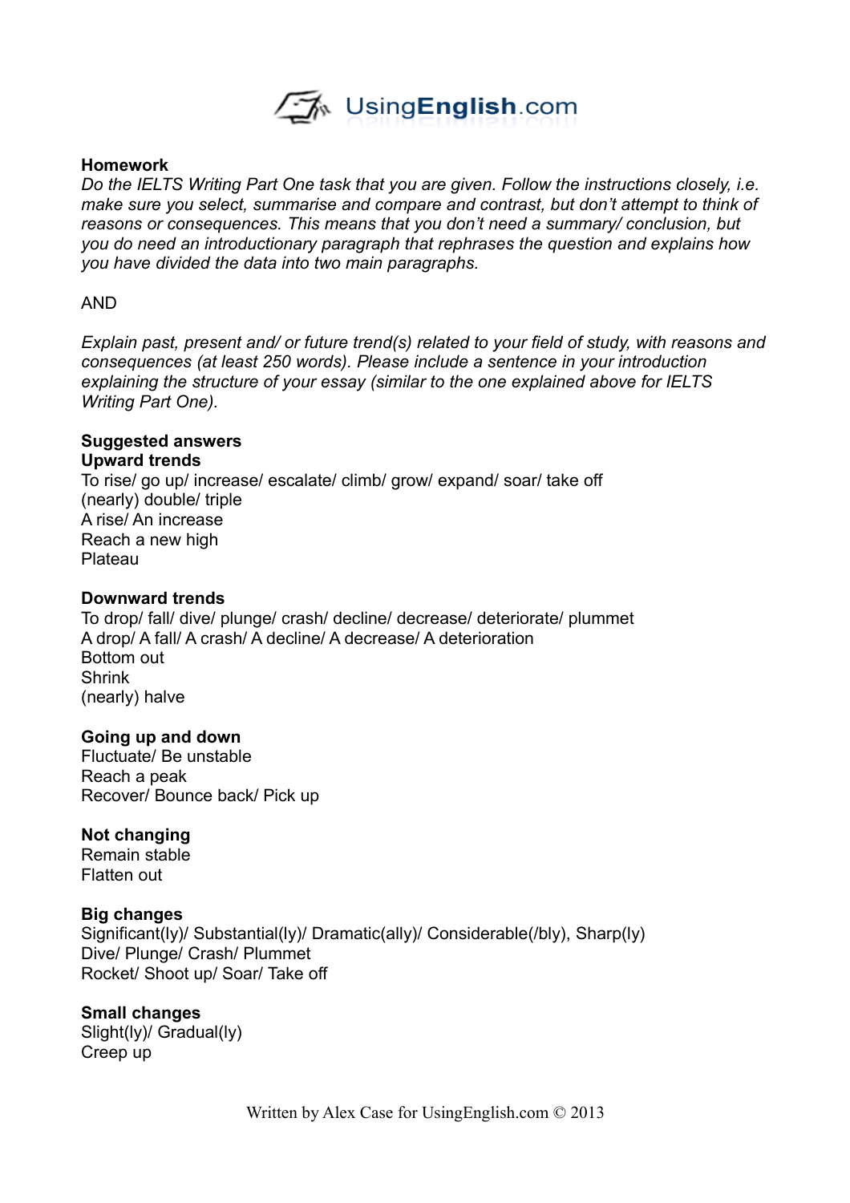**Homework**

*Do the IELTS Writing Part One task that you are given. Follow the instructions closely, i.e. make sure you select, summarise and compare and contrast, but don't attempt to think of reasons or consequences. This means that you don't need a summary/ conclusion, but you do need an introductionary paragraph that rephrases the question and explains how you have divided the data into two main paragraphs.*

AND

*Explain past, present and/ or future trend(s) related to your field of study, with reasons and consequences (at least 250 words). Please include a sentence in your introduction explaining the structure of your essay (similar to the one explained above for IELTS Writing Part One).*

**Suggested answers**

**Upward trends**

To rise/ go up/ increase/ escalate/ climb/ grow/ expand/ soar/ take off
(nearly) double/ triple
A rise/ An increase
Reach a new high
Plateau

**Downward trends**

To drop/ fall/ dive/ plunge/ crash/ decline/ decrease/ deteriorate/ plummet
A drop/ A fall/ A crash/ A decline/ A decrease/ A deterioration
Bottom out
Shrink
(nearly) halve

**Going up and down**

Fluctuate/ Be unstable
Reach a peak
Recover/ Bounce back/ Pick up

**Not changing**

Remain stable
Flatten out

**Big changes**

Significant(ly)/ Substantial(ly)/ Dramatic(ally)/ Considerable(/bly), Sharp(ly)
Dive/ Plunge/ Crash/ Plummet
Rocket/ Shoot up/ Soar/ Take off

**Small changes**

Slight(ly)/ Gradual(ly)
Creep up